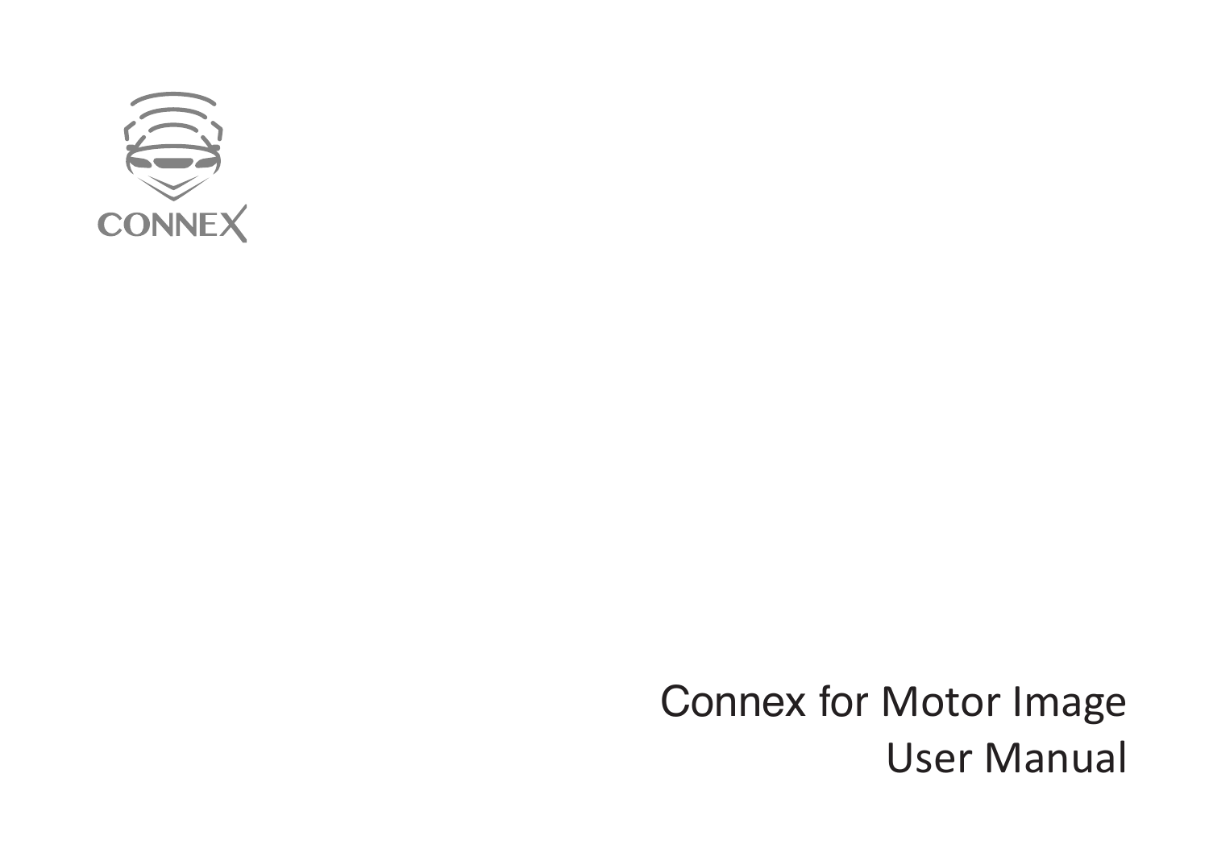CONNEX

# Connex for Motor Image
# User Manual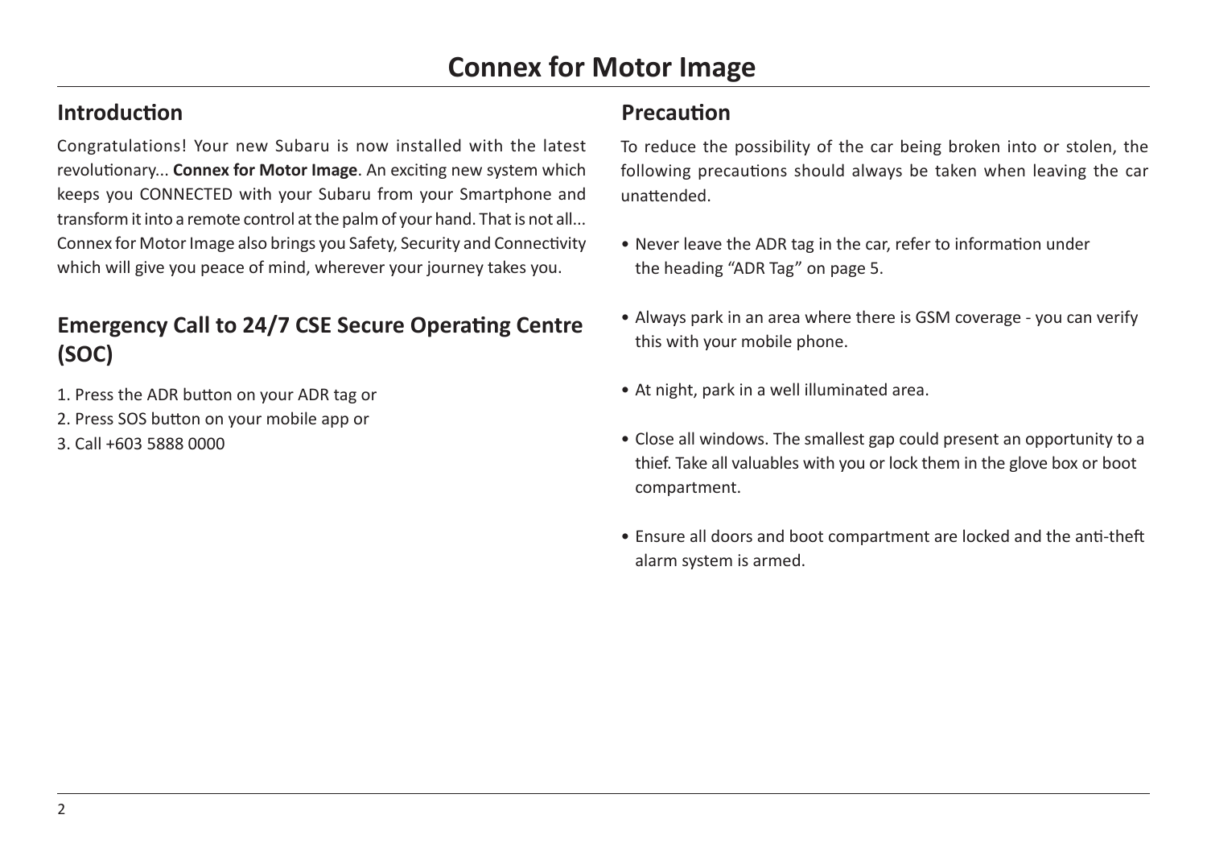# Connex for Motor Image

## Introduction

Congratulations! Your new Subaru is now installed with the latest revolutionary... **Connex for Motor Image**. An exciting new system which keeps you CONNECTED with your Subaru from your Smartphone and transform it into a remote control at the palm of your hand. That is not all... Connex for Motor Image also brings you Safety, Security and Connectivity which will give you peace of mind, wherever your journey takes you.

## Emergency Call to 24/7 CSE Secure Operating Centre (SOC)

1. Press the ADR button on your ADR tag or
2. Press SOS button on your mobile app or
3. Call +603 5888 0000

## Precaution

To reduce the possibility of the car being broken into or stolen, the following precautions should always be taken when leaving the car unattended.

- Never leave the ADR tag in the car, refer to information under the heading “ADR Tag” on page 5.
- Always park in an area where there is GSM coverage - you can verify this with your mobile phone.
- At night, park in a well illuminated area.
- Close all windows. The smallest gap could present an opportunity to a thief. Take all valuables with you or lock them in the glove box or boot compartment.
- Ensure all doors and boot compartment are locked and the anti-theft alarm system is armed.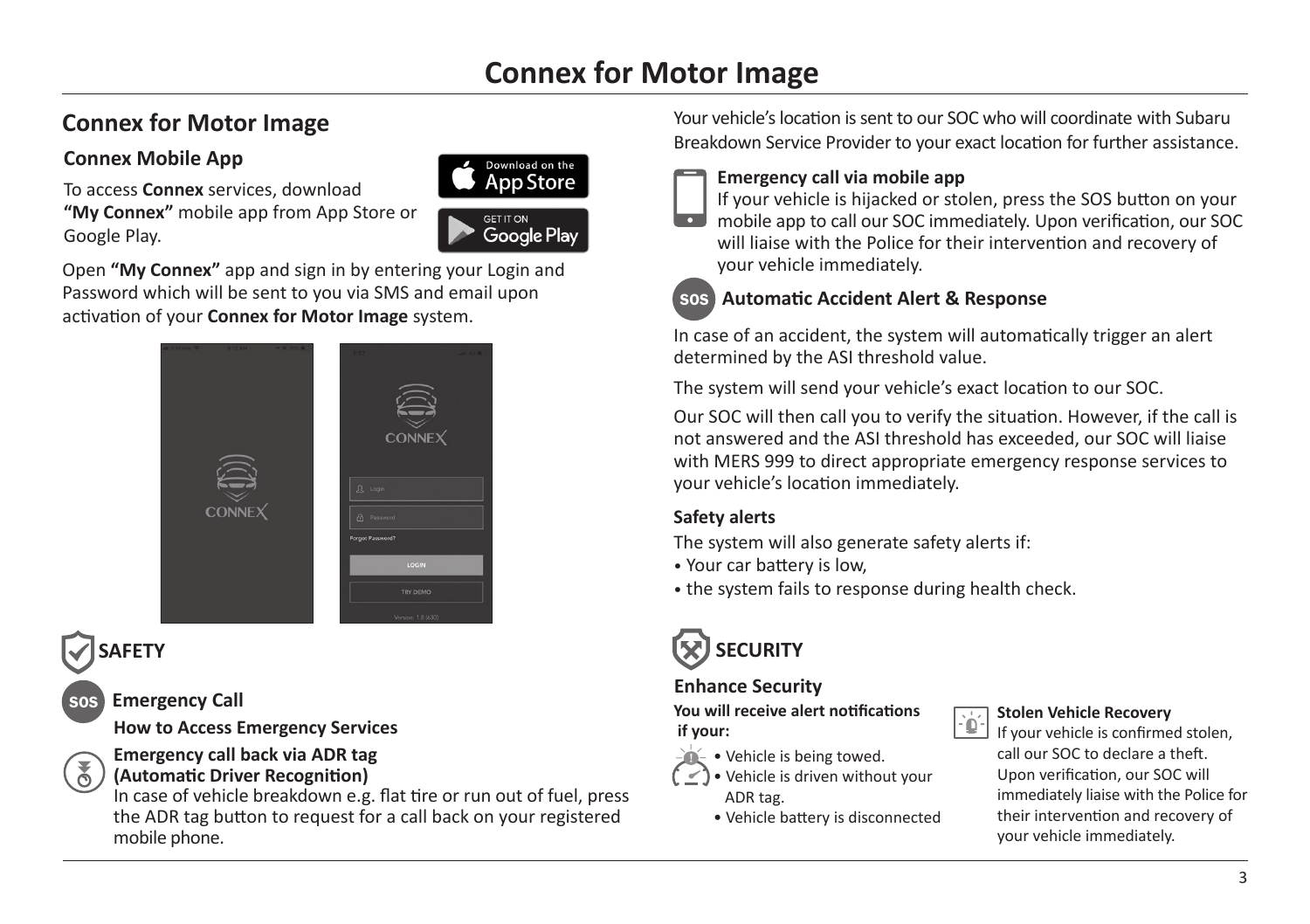# Connex for Motor Image

## Connex for Motor Image

### Connex Mobile App

To access **Connex** services, download **"My Connex"** mobile app from App Store or Google Play.

Open **"My Connex"** app and sign in by entering your Login and Password which will be sent to you via SMS and email upon activation of your **Connex for Motor Image** system.

## SAFETY

### Emergency Call

**How to Access Emergency Services**

**Emergency call back via ADR tag (Automatic Driver Recognition)**
In case of vehicle breakdown e.g. flat tire or run out of fuel, press the ADR tag button to request for a call back on your registered mobile phone.

Your vehicle's location is sent to our SOC who will coordinate with Subaru Breakdown Service Provider to your exact location for further assistance.

**Emergency call via mobile app**
If your vehicle is hijacked or stolen, press the SOS button on your mobile app to call our SOC immediately. Upon verification, our SOC will liaise with the Police for their intervention and recovery of your vehicle immediately.

### Automatic Accident Alert & Response

In case of an accident, the system will automatically trigger an alert determined by the ASI threshold value.

The system will send your vehicle's exact location to our SOC.

Our SOC will then call you to verify the situation. However, if the call is not answered and the ASI threshold has exceeded, our SOC will liaise with MERS 999 to direct appropriate emergency response services to your vehicle's location immediately.

### Safety alerts

The system will also generate safety alerts if:

- Your car battery is low,
- the system fails to response during health check.

## SECURITY

### Enhance Security

**You will receive alert notifications if your:**

- Vehicle is being towed.
- Vehicle is driven without your ADR tag.
- Vehicle battery is disconnected

**Stolen Vehicle Recovery**
If your vehicle is confirmed stolen, call our SOC to declare a theft. Upon verification, our SOC will immediately liaise with the Police for their intervention and recovery of your vehicle immediately.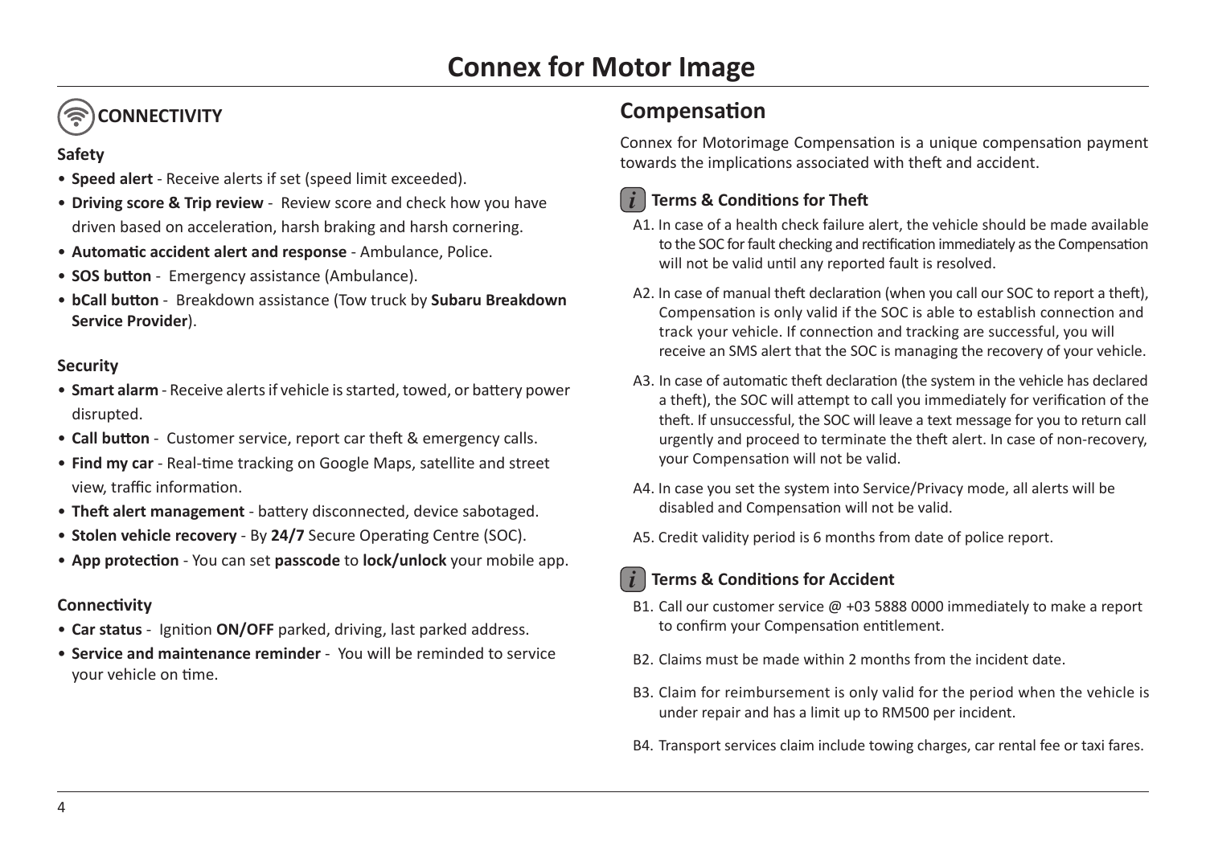# Connex for Motor Image

## CONNECTIVITY

### Safety

- **Speed alert** - Receive alerts if set (speed limit exceeded).
- **Driving score & Trip review** - Review score and check how you have driven based on acceleration, harsh braking and harsh cornering.
- **Automatic accident alert and response** - Ambulance, Police.
- **SOS button** - Emergency assistance (Ambulance).
- **bCall button** - Breakdown assistance (Tow truck by **Subaru Breakdown Service Provider**).

### Security

- **Smart alarm** - Receive alerts if vehicle is started, towed, or battery power disrupted.
- **Call button** - Customer service, report car theft & emergency calls.
- **Find my car** - Real-time tracking on Google Maps, satellite and street view, traffic information.
- **Theft alert management** - battery disconnected, device sabotaged.
- **Stolen vehicle recovery** - By **24/7** Secure Operating Centre (SOC).
- **App protection** - You can set **passcode** to **lock/unlock** your mobile app.

### Connectivity

- **Car status** - Ignition **ON/OFF** parked, driving, last parked address.
- **Service and maintenance reminder** - You will be reminded to service your vehicle on time.

## Compensation

Connex for Motorimage Compensation is a unique compensation payment towards the implications associated with theft and accident.

### Terms & Conditions for Theft

A1. In case of a health check failure alert, the vehicle should be made available to the SOC for fault checking and rectification immediately as the Compensation will not be valid until any reported fault is resolved.

A2. In case of manual theft declaration (when you call our SOC to report a theft), Compensation is only valid if the SOC is able to establish connection and track your vehicle. If connection and tracking are successful, you will receive an SMS alert that the SOC is managing the recovery of your vehicle.

A3. In case of automatic theft declaration (the system in the vehicle has declared a theft), the SOC will attempt to call you immediately for verification of the theft. If unsuccessful, the SOC will leave a text message for you to return call urgently and proceed to terminate the theft alert. In case of non-recovery, your Compensation will not be valid.

A4. In case you set the system into Service/Privacy mode, all alerts will be disabled and Compensation will not be valid.

A5. Credit validity period is 6 months from date of police report.

### Terms & Conditions for Accident

B1. Call our customer service @ +03 5888 0000 immediately to make a report to confirm your Compensation entitlement.

B2. Claims must be made within 2 months from the incident date.

B3. Claim for reimbursement is only valid for the period when the vehicle is under repair and has a limit up to RM500 per incident.

B4. Transport services claim include towing charges, car rental fee or taxi fares.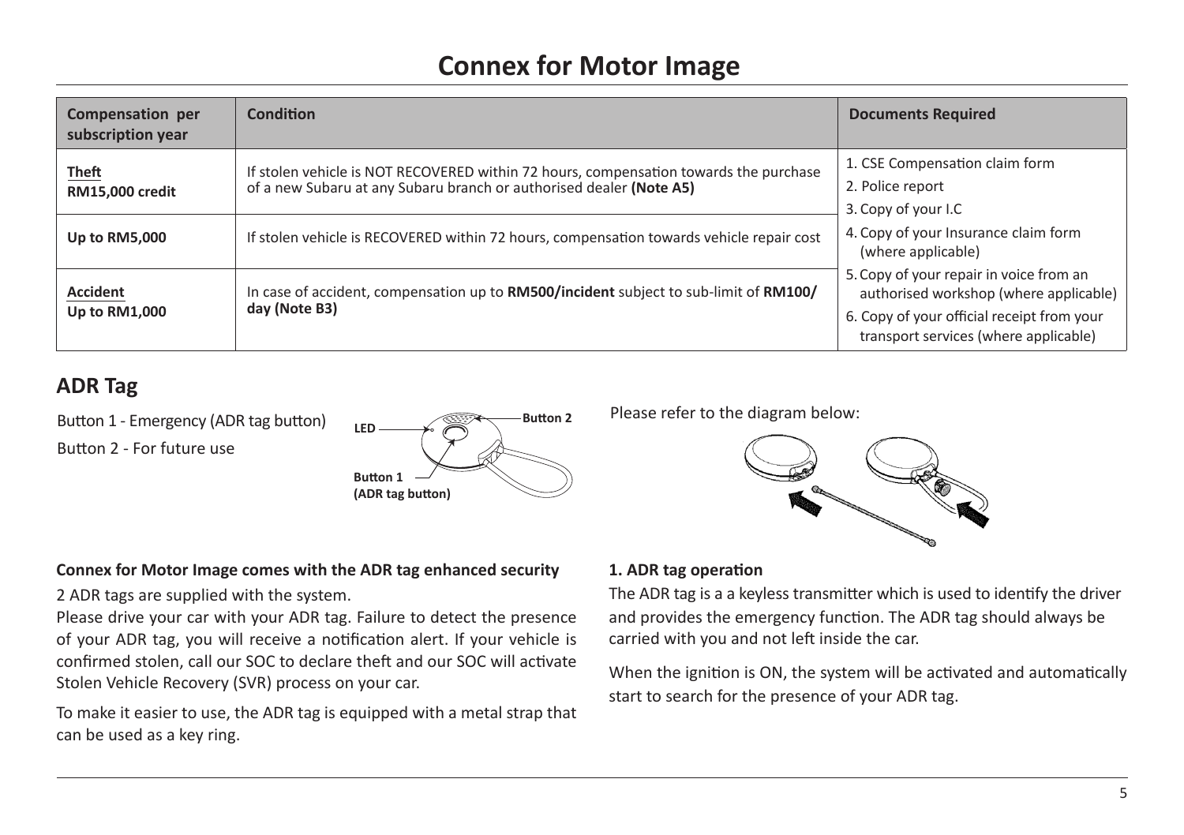# Connex for Motor Image

| Compensation per subscription year | Condition | Documents Required |
|---|---|---|
| **Theft**<br>**RM15,000 credit** | If stolen vehicle is NOT RECOVERED within 72 hours, compensation towards the purchase of a new Subaru at any Subaru branch or authorised dealer **(Note A5)** | 1. CSE Compensation claim form<br>2. Police report<br>3. Copy of your I.C<br>4. Copy of your Insurance claim form (where applicable)<br>5. Copy of your repair in voice from an authorised workshop (where applicable)<br>6. Copy of your official receipt from your transport services (where applicable) |
| **Up to RM5,000** | If stolen vehicle is RECOVERED within 72 hours, compensation towards vehicle repair cost | |
| **Accident**<br>**Up to RM1,000** | In case of accident, compensation up to **RM500/incident** subject to sub-limit of **RM100/day (Note B3)** | |

## ADR Tag

Button 1 - Emergency (ADR tag button)

Button 2 - For future use

LED

**Button 2**

**Button 1 (ADR tag button)**

**Connex for Motor Image comes with the ADR tag enhanced security**

2 ADR tags are supplied with the system.

Please drive your car with your ADR tag. Failure to detect the presence of your ADR tag, you will receive a notification alert. If your vehicle is confirmed stolen, call our SOC to declare theft and our SOC will activate Stolen Vehicle Recovery (SVR) process on your car.

To make it easier to use, the ADR tag is equipped with a metal strap that can be used as a key ring.

Please refer to the diagram below:

**1. ADR tag operation**

The ADR tag is a a keyless transmitter which is used to identify the driver and provides the emergency function. The ADR tag should always be carried with you and not left inside the car.

When the ignition is ON, the system will be activated and automatically start to search for the presence of your ADR tag.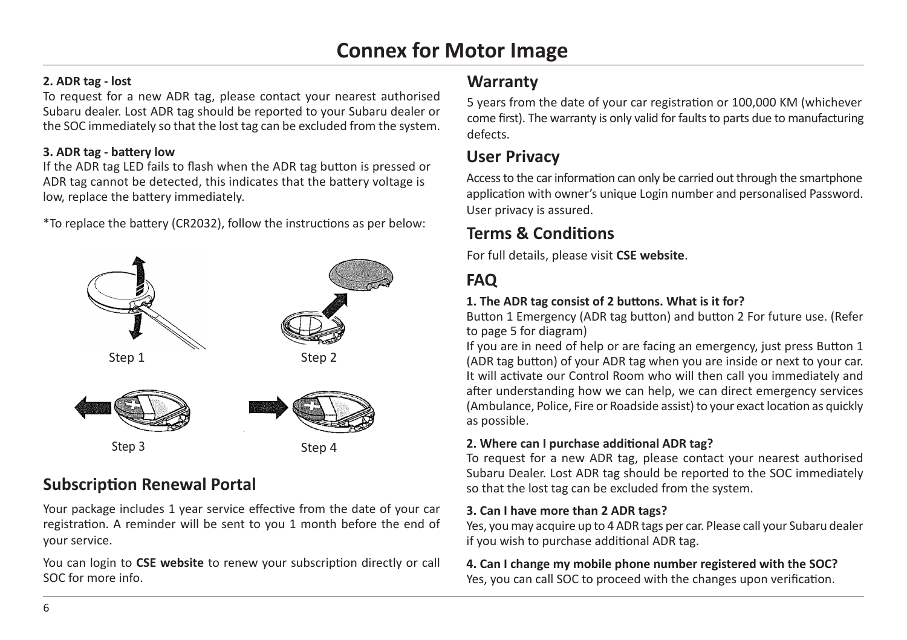# Connex for Motor Image

**2. ADR tag - lost**

To request for a new ADR tag, please contact your nearest authorised Subaru dealer. Lost ADR tag should be reported to your Subaru dealer or the SOC immediately so that the lost tag can be excluded from the system.

**3. ADR tag - battery low**

If the ADR tag LED fails to flash when the ADR tag button is pressed or ADR tag cannot be detected, this indicates that the battery voltage is low, replace the battery immediately.

*To replace the battery (CR2032), follow the instructions as per below:

Step 1

Step 2

Step 3

Step 4

## Subscription Renewal Portal

Your package includes 1 year service effective from the date of your car registration. A reminder will be sent to you 1 month before the end of your service.

You can login to **CSE website** to renew your subscription directly or call SOC for more info.

## Warranty

5 years from the date of your car registration or 100,000 KM (whichever come first). The warranty is only valid for faults to parts due to manufacturing defects.

## User Privacy

Access to the car information can only be carried out through the smartphone application with owner's unique Login number and personalised Password. User privacy is assured.

## Terms & Conditions

For full details, please visit **CSE website**.

## FAQ

**1. The ADR tag consist of 2 buttons. What is it for?**

Button 1 Emergency (ADR tag button) and button 2 For future use. (Refer to page 5 for diagram)

If you are in need of help or are facing an emergency, just press Button 1 (ADR tag button) of your ADR tag when you are inside or next to your car. It will activate our Control Room who will then call you immediately and after understanding how we can help, we can direct emergency services (Ambulance, Police, Fire or Roadside assist) to your exact location as quickly as possible.

**2. Where can I purchase additional ADR tag?**

To request for a new ADR tag, please contact your nearest authorised Subaru Dealer. Lost ADR tag should be reported to the SOC immediately so that the lost tag can be excluded from the system.

**3. Can I have more than 2 ADR tags?**

Yes, you may acquire up to 4 ADR tags per car. Please call your Subaru dealer if you wish to purchase additional ADR tag.

**4. Can I change my mobile phone number registered with the SOC?**

Yes, you can call SOC to proceed with the changes upon verification.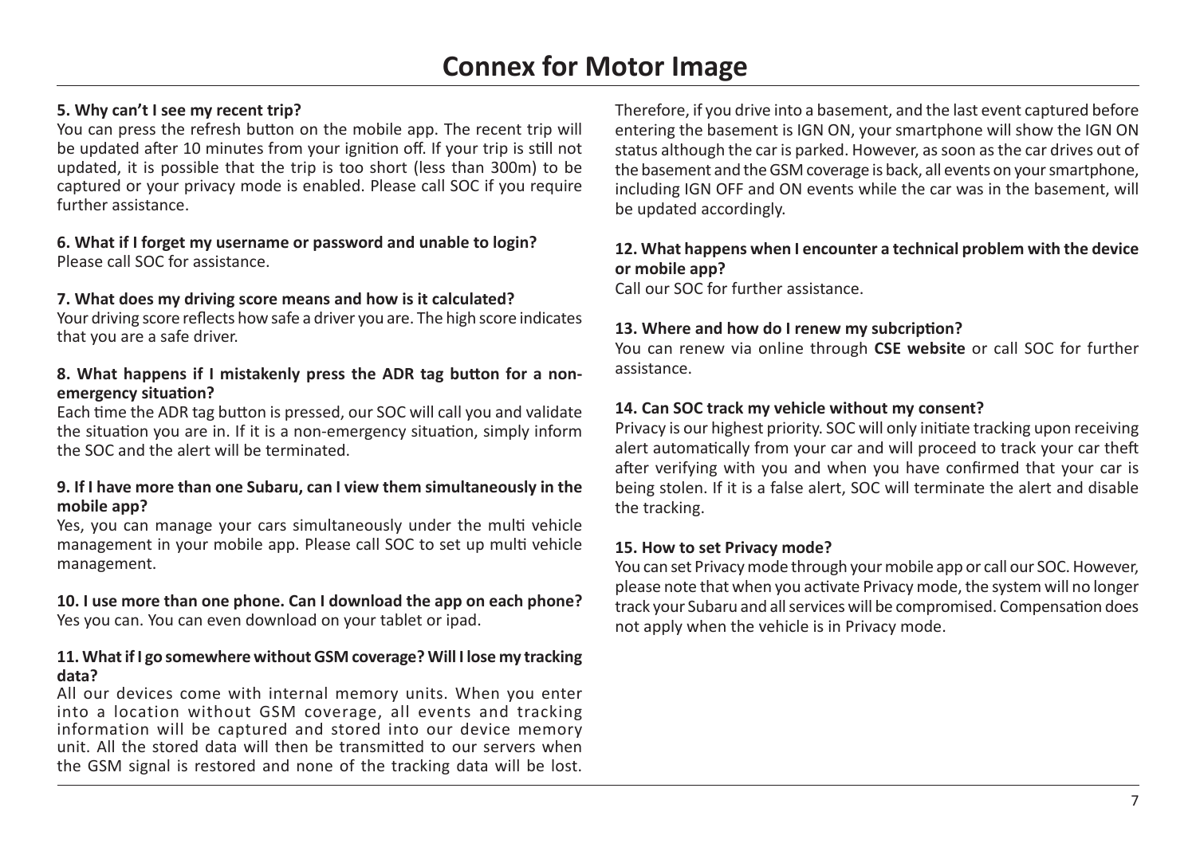# Connex for Motor Image

**5. Why can't I see my recent trip?**
You can press the refresh button on the mobile app. The recent trip will be updated after 10 minutes from your ignition off. If your trip is still not updated, it is possible that the trip is too short (less than 300m) to be captured or your privacy mode is enabled. Please call SOC if you require further assistance.

**6. What if I forget my username or password and unable to login?**
Please call SOC for assistance.

**7. What does my driving score means and how is it calculated?**
Your driving score reflects how safe a driver you are. The high score indicates that you are a safe driver.

**8. What happens if I mistakenly press the ADR tag button for a non-emergency situation?**
Each time the ADR tag button is pressed, our SOC will call you and validate the situation you are in. If it is a non-emergency situation, simply inform the SOC and the alert will be terminated.

**9. If I have more than one Subaru, can I view them simultaneously in the mobile app?**
Yes, you can manage your cars simultaneously under the multi vehicle management in your mobile app. Please call SOC to set up multi vehicle management.

**10. I use more than one phone. Can I download the app on each phone?**
Yes you can. You can even download on your tablet or ipad.

**11. What if I go somewhere without GSM coverage? Will I lose my tracking data?**
All our devices come with internal memory units. When you enter into a location without GSM coverage, all events and tracking information will be captured and stored into our device memory unit. All the stored data will then be transmitted to our servers when the GSM signal is restored and none of the tracking data will be lost. Therefore, if you drive into a basement, and the last event captured before entering the basement is IGN ON, your smartphone will show the IGN ON status although the car is parked. However, as soon as the car drives out of the basement and the GSM coverage is back, all events on your smartphone, including IGN OFF and ON events while the car was in the basement, will be updated accordingly.

**12. What happens when I encounter a technical problem with the device or mobile app?**
Call our SOC for further assistance.

**13. Where and how do I renew my subcription?**
You can renew via online through **CSE website** or call SOC for further assistance.

**14. Can SOC track my vehicle without my consent?**
Privacy is our highest priority. SOC will only initiate tracking upon receiving alert automatically from your car and will proceed to track your car theft after verifying with you and when you have confirmed that your car is being stolen. If it is a false alert, SOC will terminate the alert and disable the tracking.

**15. How to set Privacy mode?**
You can set Privacy mode through your mobile app or call our SOC. However, please note that when you activate Privacy mode, the system will no longer track your Subaru and all services will be compromised. Compensation does not apply when the vehicle is in Privacy mode.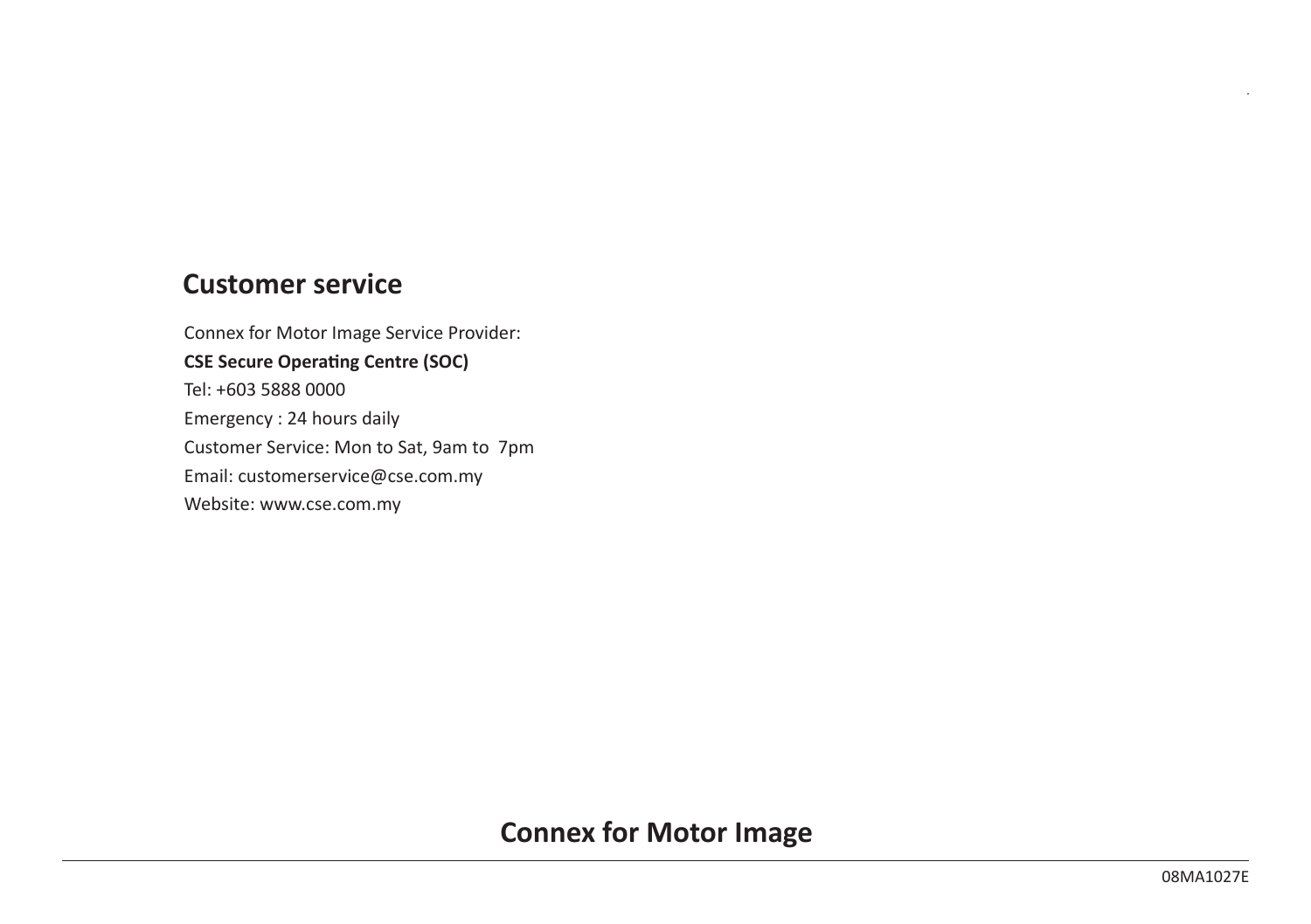## Customer service

Connex for Motor Image Service Provider:

**CSE Secure Operating Centre (SOC)**

Tel: +603 5888 0000

Emergency : 24 hours daily

Customer Service: Mon to Sat, 9am to 7pm

Email: customerservice@cse.com.my

Website: www.cse.com.my